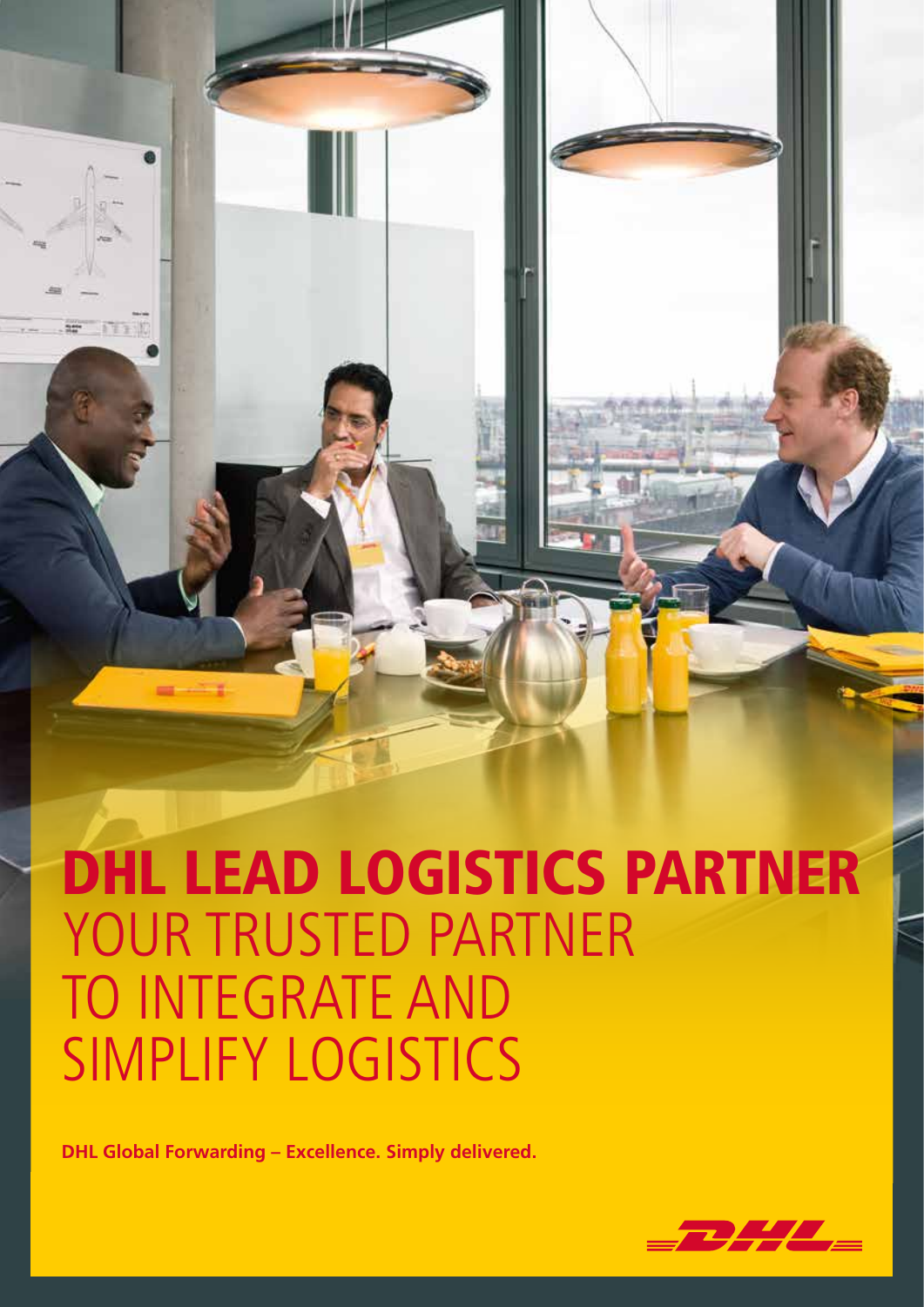# DHL LEAD LOGISTICS PARTNER

## YOUR TRUSTED PARTNER TO INTEGRATE AND SIMPLIFY LOGISTICS

**DHL Global Forwarding – Excellence. Simply delivered.**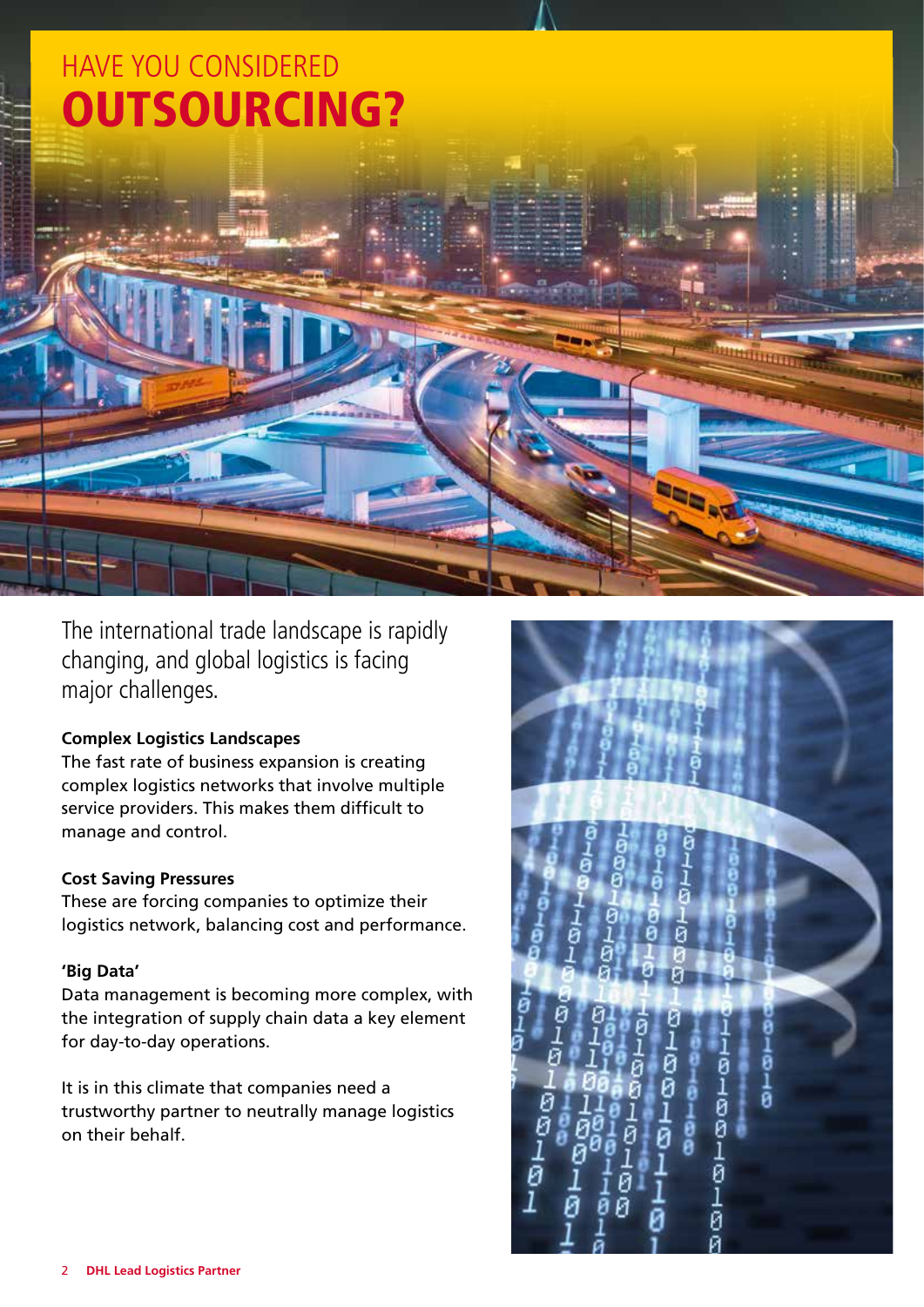# HAVE YOU CONSIDERED **OUTSOURCING?**

The international trade landscape is rapidly changing, and global logistics is facing major challenges.

**Complex Logistics Landscapes**
The fast rate of business expansion is creating complex logistics networks that involve multiple service providers. This makes them difficult to manage and control.

**Cost Saving Pressures**
These are forcing companies to optimize their logistics network, balancing cost and performance.

**'Big Data'**
Data management is becoming more complex, with the integration of supply chain data a key element for day-to-day operations.

It is in this climate that companies need a trustworthy partner to neutrally manage logistics on their behalf.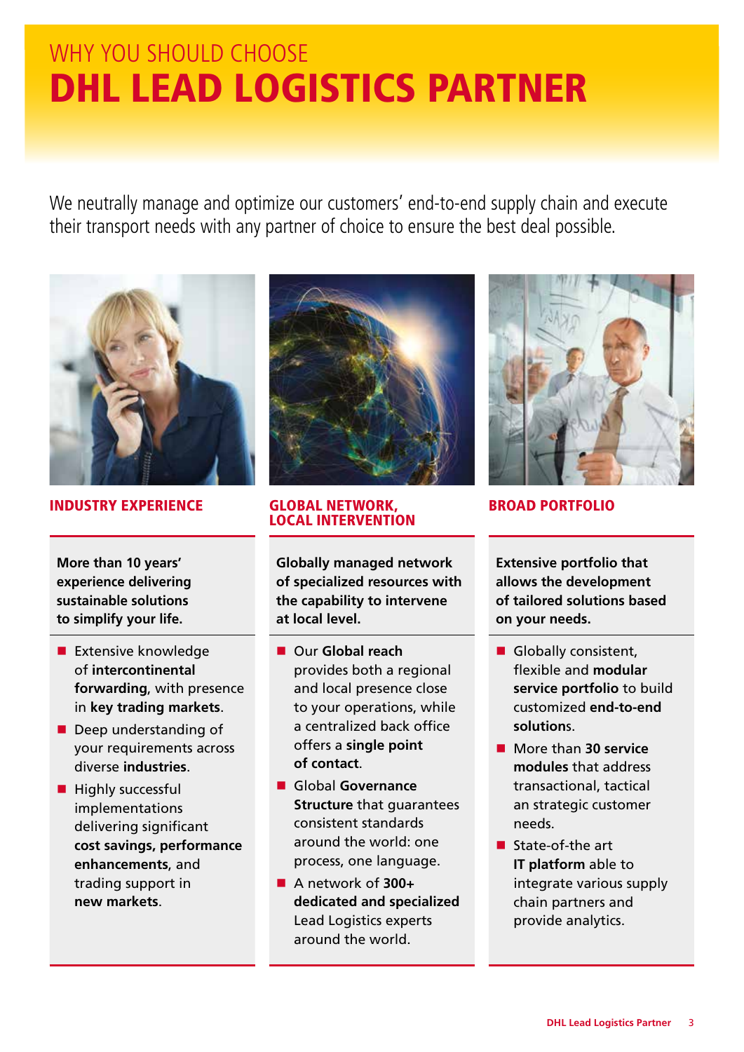# WHY YOU SHOULD CHOOSE DHL LEAD LOGISTICS PARTNER

We neutrally manage and optimize our customers' end-to-end supply chain and execute their transport needs with any partner of choice to ensure the best deal possible.

## INDUSTRY EXPERIENCE

**More than 10 years' experience delivering sustainable solutions to simplify your life.**

- Extensive knowledge of **intercontinental forwarding**, with presence in **key trading markets**.
- Deep understanding of your requirements across diverse **industries**.
- Highly successful implementations delivering significant **cost savings, performance enhancements**, and trading support in **new markets**.

## GLOBAL NETWORK, LOCAL INTERVENTION

**Globally managed network of specialized resources with the capability to intervene at local level.**

- Our **Global reach** provides both a regional and local presence close to your operations, while a centralized back office offers a **single point of contact**.
- Global **Governance Structure** that guarantees consistent standards around the world: one process, one language.
- A network of **300+ dedicated and specialized** Lead Logistics experts around the world.

## BROAD PORTFOLIO

**Extensive portfolio that allows the development of tailored solutions based on your needs.**

- Globally consistent, flexible and **modular service portfolio** to build customized **end-to-end solutions**.
- More than **30 service modules** that address transactional, tactical an strategic customer needs.
- State-of-the art **IT platform** able to integrate various supply chain partners and provide analytics.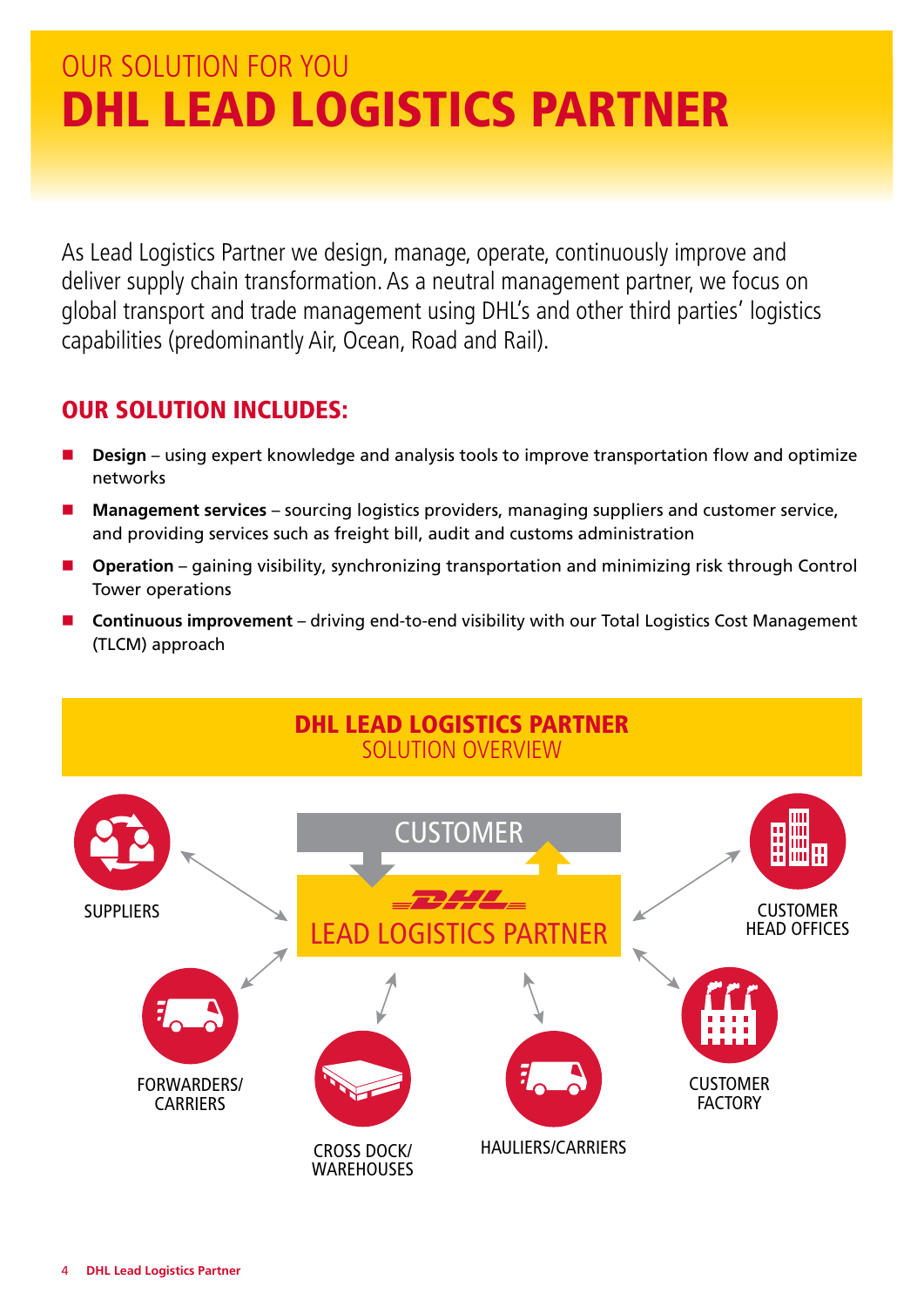OUR SOLUTION FOR YOU

# DHL LEAD LOGISTICS PARTNER

As Lead Logistics Partner we design, manage, operate, continuously improve and deliver supply chain transformation. As a neutral management partner, we focus on global transport and trade management using DHL's and other third parties' logistics capabilities (predominantly Air, Ocean, Road and Rail).

## OUR SOLUTION INCLUDES:

- **Design** – using expert knowledge and analysis tools to improve transportation flow and optimize networks
- **Management services** – sourcing logistics providers, managing suppliers and customer service, and providing services such as freight bill, audit and customs administration
- **Operation** – gaining visibility, synchronizing transportation and minimizing risk through Control Tower operations
- **Continuous improvement** – driving end-to-end visibility with our Total Logistics Cost Management (TLCM) approach

## DHL LEAD LOGISTICS PARTNER
SOLUTION OVERVIEW

CUSTOMER

DHL LEAD LOGISTICS PARTNER

SUPPLIERS

CUSTOMER HEAD OFFICES

FORWARDERS/ CARRIERS

CUSTOMER FACTORY

CROSS DOCK/ WAREHOUSES

HAULIERS/CARRIERS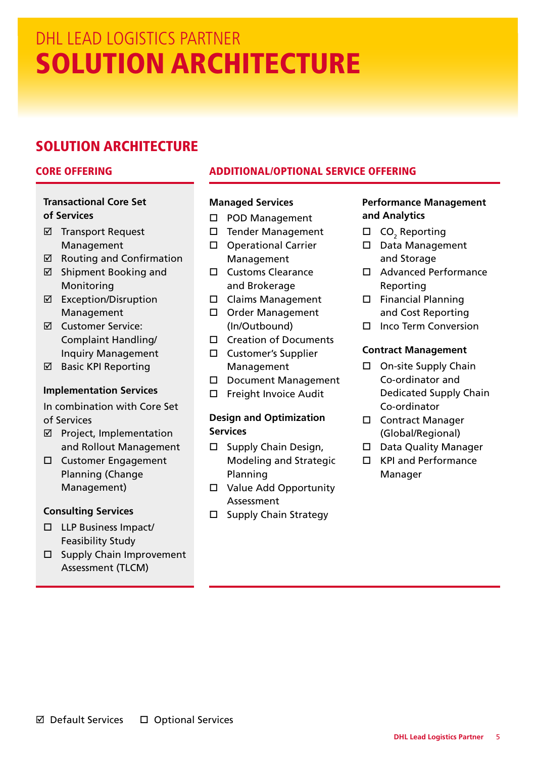# DHL LEAD LOGISTICS PARTNER
# SOLUTION ARCHITECTURE

## SOLUTION ARCHITECTURE

### CORE OFFERING

**Transactional Core Set of Services**

- ☑ Transport Request Management
- ☑ Routing and Confirmation
- ☑ Shipment Booking and Monitoring
- ☑ Exception/Disruption Management
- ☑ Customer Service: Complaint Handling/ Inquiry Management
- ☑ Basic KPI Reporting

**Implementation Services**

In combination with Core Set of Services

- ☑ Project, Implementation and Rollout Management
- ☐ Customer Engagement Planning (Change Management)

**Consulting Services**

- ☐ LLP Business Impact/ Feasibility Study
- ☐ Supply Chain Improvement Assessment (TLCM)

### ADDITIONAL/OPTIONAL SERVICE OFFERING

**Managed Services**

- ☐ POD Management
- ☐ Tender Management
- ☐ Operational Carrier Management
- ☐ Customs Clearance and Brokerage
- ☐ Claims Management
- ☐ Order Management (In/Outbound)
- ☐ Creation of Documents
- ☐ Customer's Supplier Management
- ☐ Document Management
- ☐ Freight Invoice Audit

**Design and Optimization Services**

- ☐ Supply Chain Design, Modeling and Strategic Planning
- ☐ Value Add Opportunity Assessment
- ☐ Supply Chain Strategy

**Performance Management and Analytics**

- ☐ $CO_2$ Reporting
- ☐ Data Management and Storage
- ☐ Advanced Performance Reporting
- ☐ Financial Planning and Cost Reporting
- ☐ Inco Term Conversion

**Contract Management**

- ☐ On-site Supply Chain Co-ordinator and Dedicated Supply Chain Co-ordinator
- ☐ Contract Manager (Global/Regional)
- ☐ Data Quality Manager
- ☐ KPI and Performance Manager

☑ Default Services ☐ Optional Services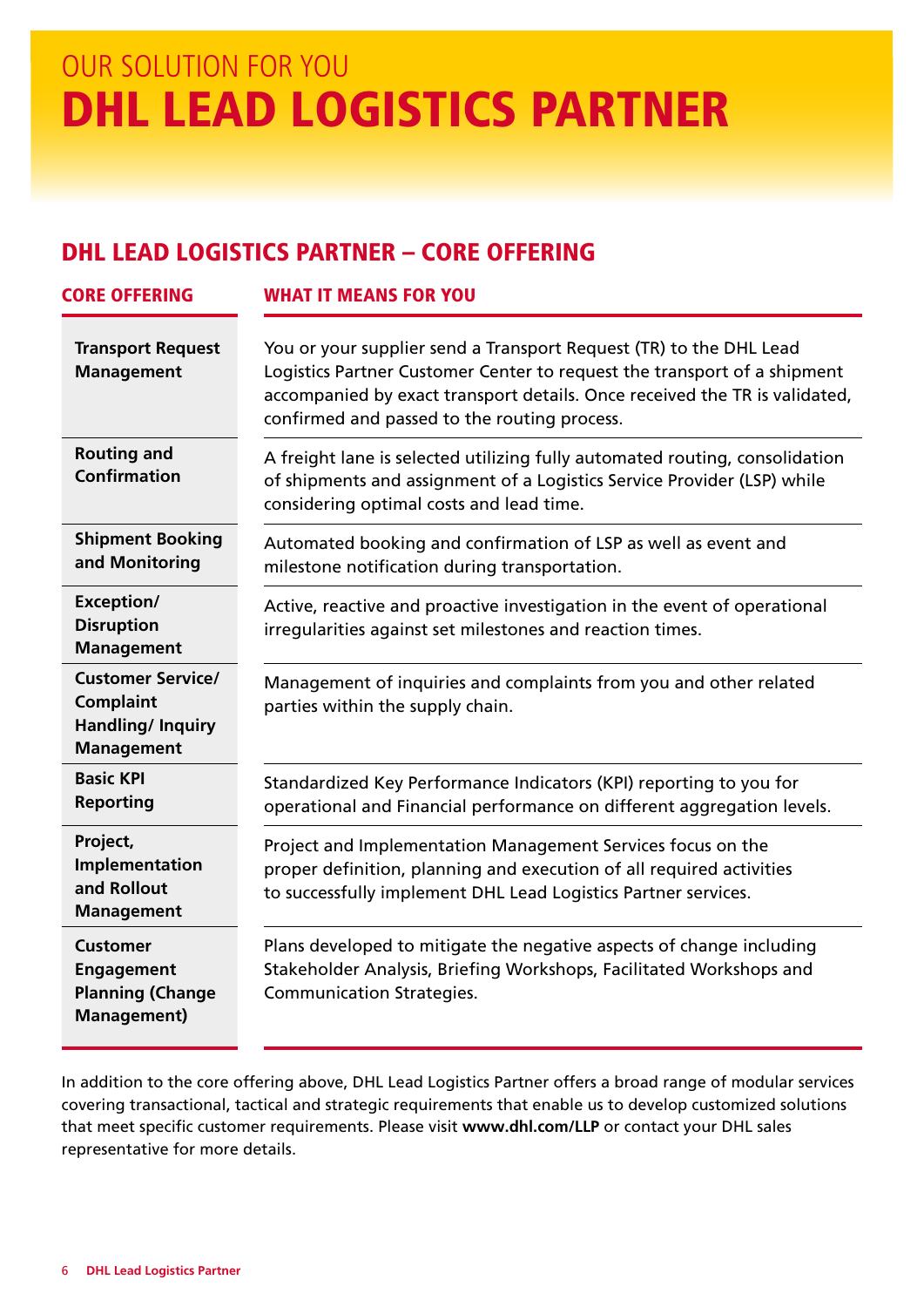OUR SOLUTION FOR YOU

# DHL LEAD LOGISTICS PARTNER

## DHL LEAD LOGISTICS PARTNER – CORE OFFERING

| CORE OFFERING | WHAT IT MEANS FOR YOU |
|---|---|
| **Transport Request Management** | You or your supplier send a Transport Request (TR) to the DHL Lead Logistics Partner Customer Center to request the transport of a shipment accompanied by exact transport details. Once received the TR is validated, confirmed and passed to the routing process. |
| **Routing and Confirmation** | A freight lane is selected utilizing fully automated routing, consolidation of shipments and assignment of a Logistics Service Provider (LSP) while considering optimal costs and lead time. |
| **Shipment Booking and Monitoring** | Automated booking and confirmation of LSP as well as event and milestone notification during transportation. |
| **Exception/ Disruption Management** | Active, reactive and proactive investigation in the event of operational irregularities against set milestones and reaction times. |
| **Customer Service/ Complaint Handling/ Inquiry Management** | Management of inquiries and complaints from you and other related parties within the supply chain. |
| **Basic KPI Reporting** | Standardized Key Performance Indicators (KPI) reporting to you for operational and Financial performance on different aggregation levels. |
| **Project, Implementation and Rollout Management** | Project and Implementation Management Services focus on the proper definition, planning and execution of all required activities to successfully implement DHL Lead Logistics Partner services. |
| **Customer Engagement Planning (Change Management)** | Plans developed to mitigate the negative aspects of change including Stakeholder Analysis, Briefing Workshops, Facilitated Workshops and Communication Strategies. |

In addition to the core offering above, DHL Lead Logistics Partner offers a broad range of modular services covering transactional, tactical and strategic requirements that enable us to develop customized solutions that meet specific customer requirements. Please visit **www.dhl.com/LLP** or contact your DHL sales representative for more details.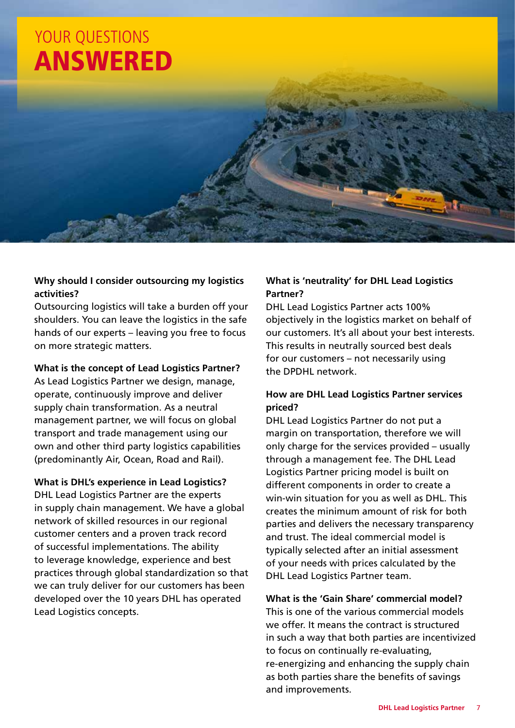# YOUR QUESTIONS ANSWERED

**Why should I consider outsourcing my logistics activities?**
Outsourcing logistics will take a burden off your shoulders. You can leave the logistics in the safe hands of our experts – leaving you free to focus on more strategic matters.

**What is the concept of Lead Logistics Partner?**
As Lead Logistics Partner we design, manage, operate, continuously improve and deliver supply chain transformation. As a neutral management partner, we will focus on global transport and trade management using our own and other third party logistics capabilities (predominantly Air, Ocean, Road and Rail).

**What is DHL's experience in Lead Logistics?**
DHL Lead Logistics Partner are the experts in supply chain management. We have a global network of skilled resources in our regional customer centers and a proven track record of successful implementations. The ability to leverage knowledge, experience and best practices through global standardization so that we can truly deliver for our customers has been developed over the 10 years DHL has operated Lead Logistics concepts.

**What is 'neutrality' for DHL Lead Logistics Partner?**
DHL Lead Logistics Partner acts 100% objectively in the logistics market on behalf of our customers. It's all about your best interests. This results in neutrally sourced best deals for our customers – not necessarily using the DPDHL network.

**How are DHL Lead Logistics Partner services priced?**
DHL Lead Logistics Partner do not put a margin on transportation, therefore we will only charge for the services provided – usually through a management fee. The DHL Lead Logistics Partner pricing model is built on different components in order to create a win-win situation for you as well as DHL. This creates the minimum amount of risk for both parties and delivers the necessary transparency and trust. The ideal commercial model is typically selected after an initial assessment of your needs with prices calculated by the DHL Lead Logistics Partner team.

**What is the 'Gain Share' commercial model?**
This is one of the various commercial models we offer. It means the contract is structured in such a way that both parties are incentivized to focus on continually re-evaluating, re-energizing and enhancing the supply chain as both parties share the benefits of savings and improvements.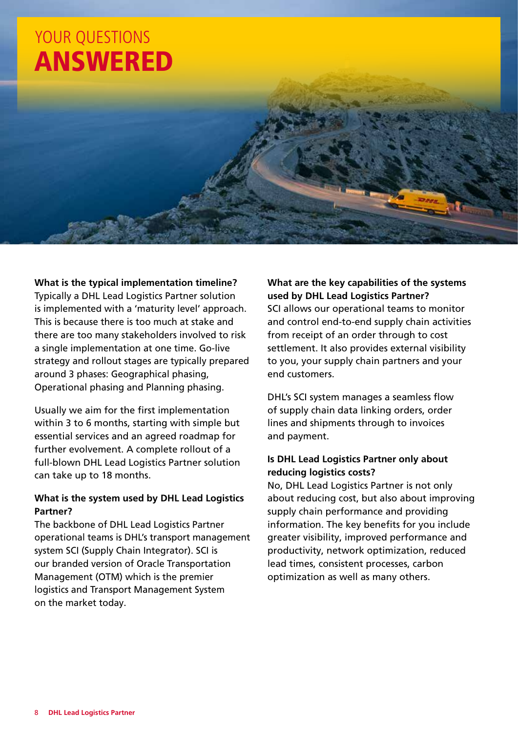# YOUR QUESTIONS ANSWERED

**What is the typical implementation timeline?**
Typically a DHL Lead Logistics Partner solution is implemented with a 'maturity level' approach. This is because there is too much at stake and there are too many stakeholders involved to risk a single implementation at one time. Go-live strategy and rollout stages are typically prepared around 3 phases: Geographical phasing, Operational phasing and Planning phasing.

Usually we aim for the first implementation within 3 to 6 months, starting with simple but essential services and an agreed roadmap for further evolvement. A complete rollout of a full-blown DHL Lead Logistics Partner solution can take up to 18 months.

**What is the system used by DHL Lead Logistics Partner?**
The backbone of DHL Lead Logistics Partner operational teams is DHL's transport management system SCI (Supply Chain Integrator). SCI is our branded version of Oracle Transportation Management (OTM) which is the premier logistics and Transport Management System on the market today.

**What are the key capabilities of the systems used by DHL Lead Logistics Partner?**
SCI allows our operational teams to monitor and control end-to-end supply chain activities from receipt of an order through to cost settlement. It also provides external visibility to you, your supply chain partners and your end customers.

DHL's SCI system manages a seamless flow of supply chain data linking orders, order lines and shipments through to invoices and payment.

**Is DHL Lead Logistics Partner only about reducing logistics costs?**
No, DHL Lead Logistics Partner is not only about reducing cost, but also about improving supply chain performance and providing information. The key benefits for you include greater visibility, improved performance and productivity, network optimization, reduced lead times, consistent processes, carbon optimization as well as many others.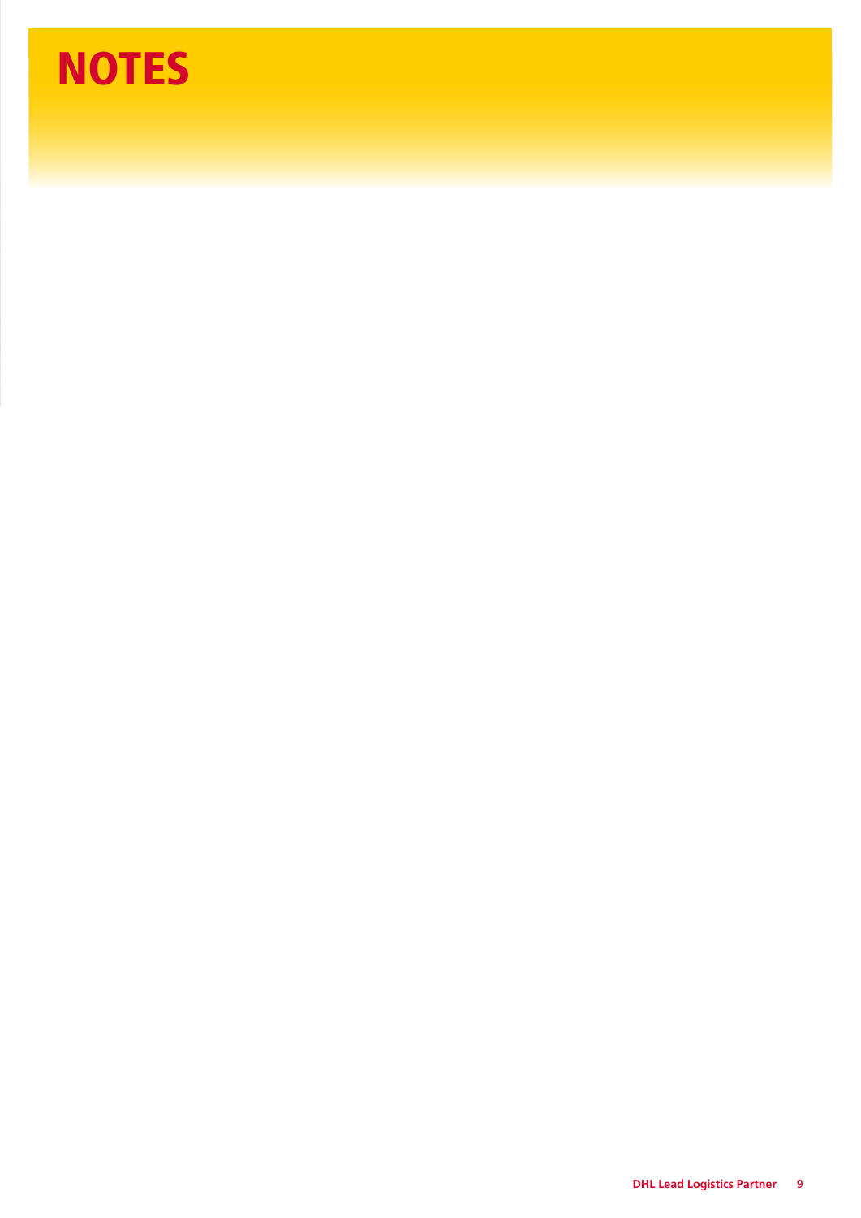# NOTES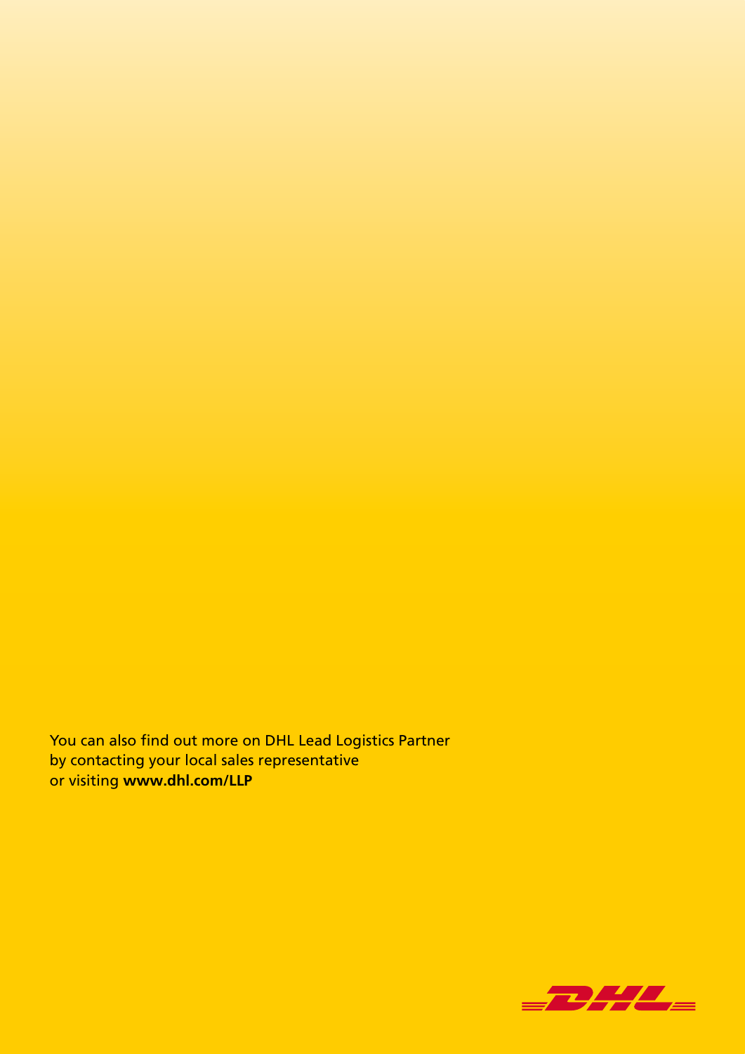You can also find out more on DHL Lead Logistics Partner
by contacting your local sales representative
or visiting **www.dhl.com/LLP**